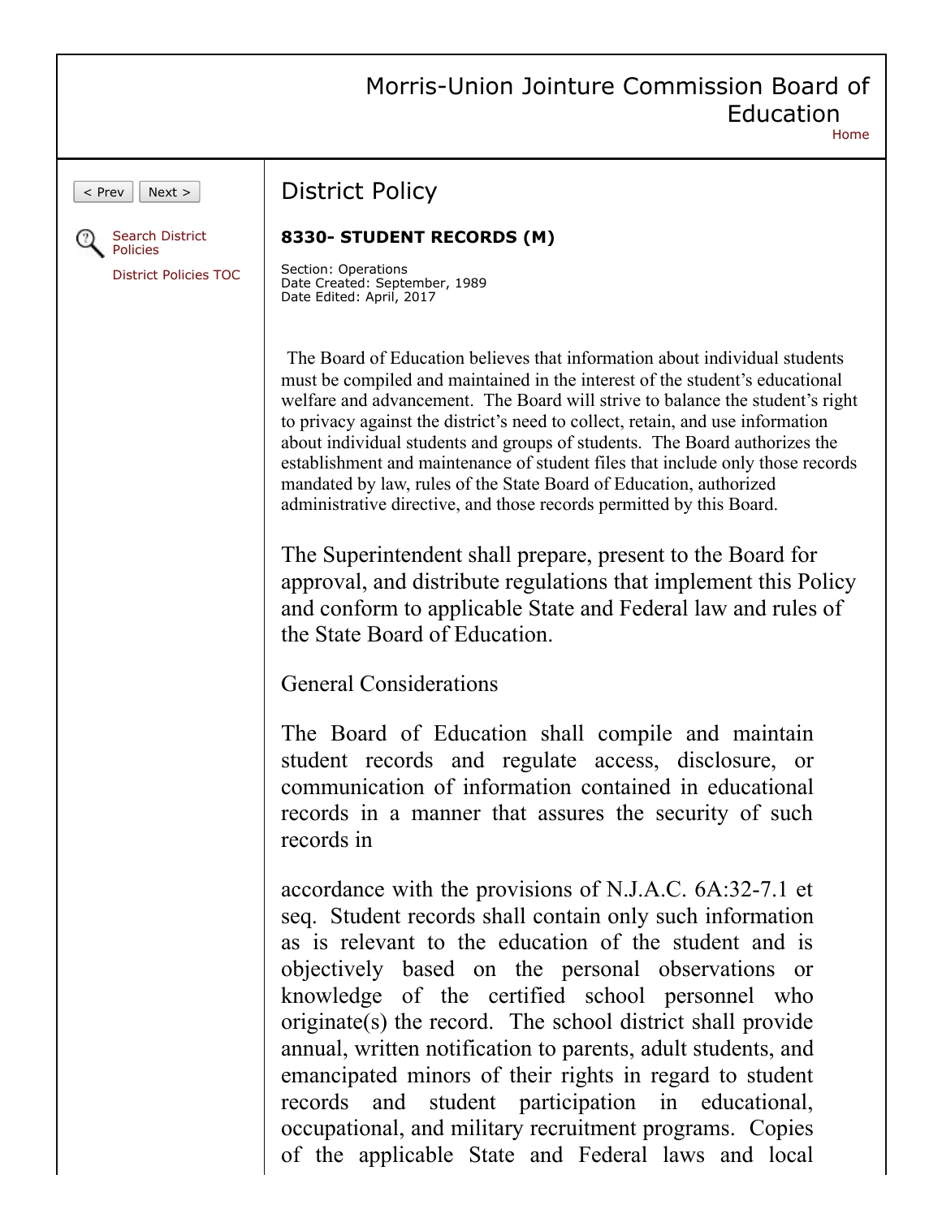# Morris-Union Jointure Commission Board of Education

## District Policy

### 8330- STUDENT RECORDS (M)

Section: Operations
Date Created: September, 1989
Date Edited: April, 2017

The Board of Education believes that information about individual students must be compiled and maintained in the interest of the student's educational welfare and advancement. The Board will strive to balance the student's right to privacy against the district's need to collect, retain, and use information about individual students and groups of students. The Board authorizes the establishment and maintenance of student files that include only those records mandated by law, rules of the State Board of Education, authorized administrative directive, and those records permitted by this Board.

The Superintendent shall prepare, present to the Board for approval, and distribute regulations that implement this Policy and conform to applicable State and Federal law and rules of the State Board of Education.

General Considerations

The Board of Education shall compile and maintain student records and regulate access, disclosure, or communication of information contained in educational records in a manner that assures the security of such records in

accordance with the provisions of N.J.A.C. 6A:32-7.1 et seq. Student records shall contain only such information as is relevant to the education of the student and is objectively based on the personal observations or knowledge of the certified school personnel who originate(s) the record. The school district shall provide annual, written notification to parents, adult students, and emancipated minors of their rights in regard to student records and student participation in educational, occupational, and military recruitment programs. Copies of the applicable State and Federal laws and local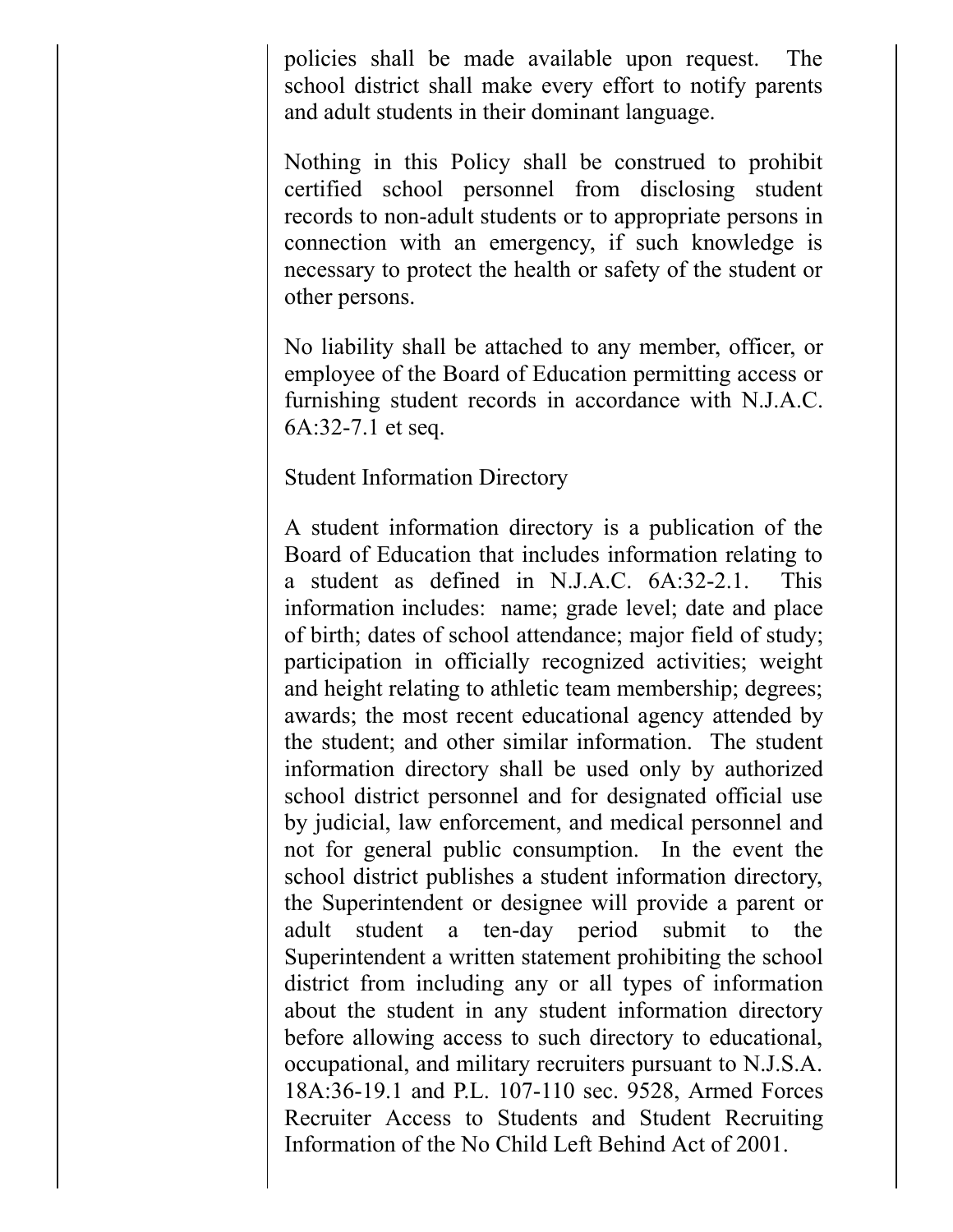policies shall be made available upon request. The school district shall make every effort to notify parents and adult students in their dominant language.

Nothing in this Policy shall be construed to prohibit certified school personnel from disclosing student records to non-adult students or to appropriate persons in connection with an emergency, if such knowledge is necessary to protect the health or safety of the student or other persons.

No liability shall be attached to any member, officer, or employee of the Board of Education permitting access or furnishing student records in accordance with N.J.A.C. 6A:32-7.1 et seq.

Student Information Directory

A student information directory is a publication of the Board of Education that includes information relating to a student as defined in N.J.A.C. 6A:32-2.1. This information includes: name; grade level; date and place of birth; dates of school attendance; major field of study; participation in officially recognized activities; weight and height relating to athletic team membership; degrees; awards; the most recent educational agency attended by the student; and other similar information. The student information directory shall be used only by authorized school district personnel and for designated official use by judicial, law enforcement, and medical personnel and not for general public consumption. In the event the school district publishes a student information directory, the Superintendent or designee will provide a parent or adult student a ten-day period submit to the Superintendent a written statement prohibiting the school district from including any or all types of information about the student in any student information directory before allowing access to such directory to educational, occupational, and military recruiters pursuant to N.J.S.A. 18A:36-19.1 and P.L. 107-110 sec. 9528, Armed Forces Recruiter Access to Students and Student Recruiting Information of the No Child Left Behind Act of 2001.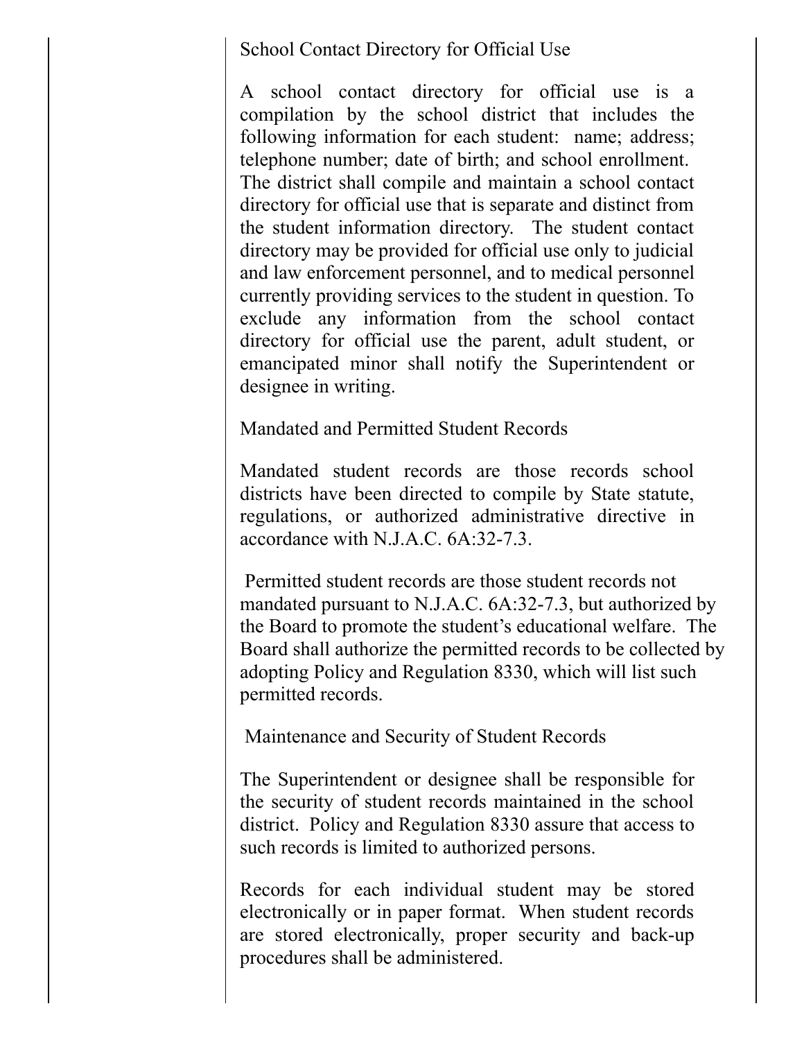## School Contact Directory for Official Use

A school contact directory for official use is a compilation by the school district that includes the following information for each student: name; address; telephone number; date of birth; and school enrollment. The district shall compile and maintain a school contact directory for official use that is separate and distinct from the student information directory. The student contact directory may be provided for official use only to judicial and law enforcement personnel, and to medical personnel currently providing services to the student in question. To exclude any information from the school contact directory for official use the parent, adult student, or emancipated minor shall notify the Superintendent or designee in writing.

## Mandated and Permitted Student Records

Mandated student records are those records school districts have been directed to compile by State statute, regulations, or authorized administrative directive in accordance with N.J.A.C. 6A:32-7.3.

Permitted student records are those student records not mandated pursuant to N.J.A.C. 6A:32-7.3, but authorized by the Board to promote the student's educational welfare. The Board shall authorize the permitted records to be collected by adopting Policy and Regulation 8330, which will list such permitted records.

## Maintenance and Security of Student Records

The Superintendent or designee shall be responsible for the security of student records maintained in the school district. Policy and Regulation 8330 assure that access to such records is limited to authorized persons.

Records for each individual student may be stored electronically or in paper format. When student records are stored electronically, proper security and back-up procedures shall be administered.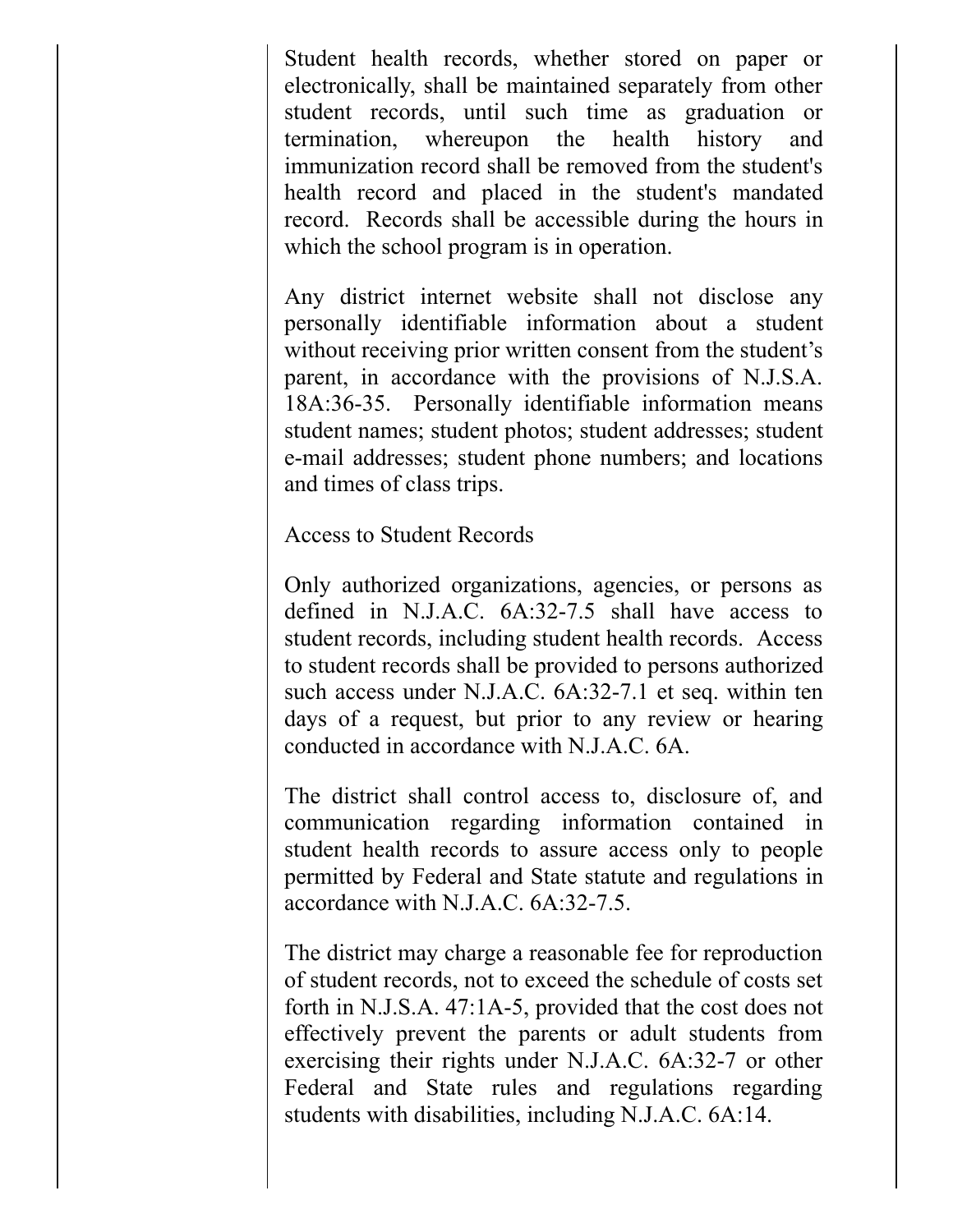Student health records, whether stored on paper or electronically, shall be maintained separately from other student records, until such time as graduation or termination, whereupon the health history and immunization record shall be removed from the student's health record and placed in the student's mandated record. Records shall be accessible during the hours in which the school program is in operation.

Any district internet website shall not disclose any personally identifiable information about a student without receiving prior written consent from the student's parent, in accordance with the provisions of N.J.S.A. 18A:36-35. Personally identifiable information means student names; student photos; student addresses; student e-mail addresses; student phone numbers; and locations and times of class trips.

Access to Student Records

Only authorized organizations, agencies, or persons as defined in N.J.A.C. 6A:32-7.5 shall have access to student records, including student health records. Access to student records shall be provided to persons authorized such access under N.J.A.C. 6A:32-7.1 et seq. within ten days of a request, but prior to any review or hearing conducted in accordance with N.J.A.C. 6A.

The district shall control access to, disclosure of, and communication regarding information contained in student health records to assure access only to people permitted by Federal and State statute and regulations in accordance with N.J.A.C. 6A:32-7.5.

The district may charge a reasonable fee for reproduction of student records, not to exceed the schedule of costs set forth in N.J.S.A. 47:1A-5, provided that the cost does not effectively prevent the parents or adult students from exercising their rights under N.J.A.C. 6A:32-7 or other Federal and State rules and regulations regarding students with disabilities, including N.J.A.C. 6A:14.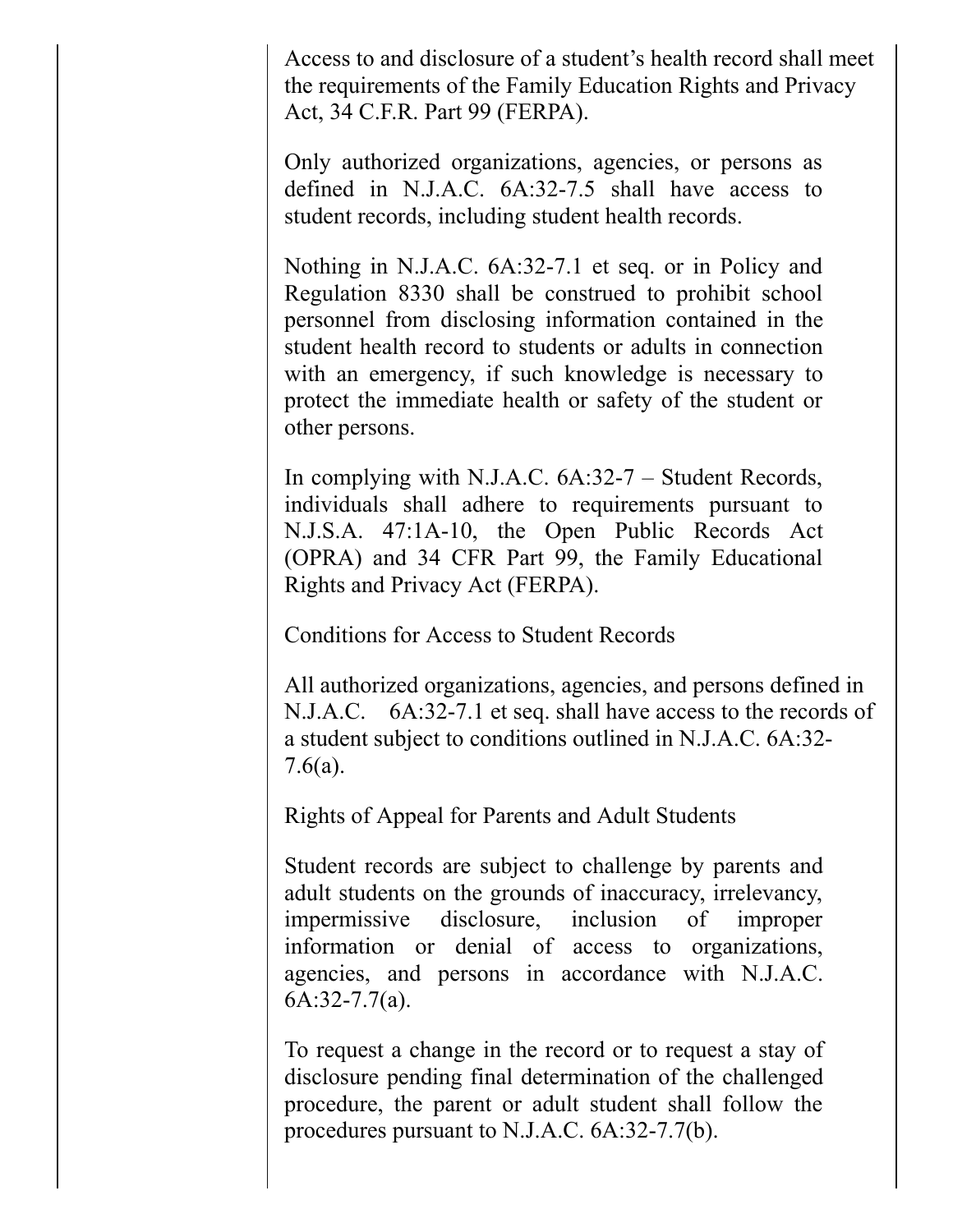Access to and disclosure of a student's health record shall meet the requirements of the Family Education Rights and Privacy Act, 34 C.F.R. Part 99 (FERPA).

Only authorized organizations, agencies, or persons as defined in N.J.A.C. 6A:32-7.5 shall have access to student records, including student health records.

Nothing in N.J.A.C. 6A:32-7.1 et seq. or in Policy and Regulation 8330 shall be construed to prohibit school personnel from disclosing information contained in the student health record to students or adults in connection with an emergency, if such knowledge is necessary to protect the immediate health or safety of the student or other persons.

In complying with N.J.A.C. 6A:32-7 – Student Records, individuals shall adhere to requirements pursuant to N.J.S.A. 47:1A-10, the Open Public Records Act (OPRA) and 34 CFR Part 99, the Family Educational Rights and Privacy Act (FERPA).

Conditions for Access to Student Records

All authorized organizations, agencies, and persons defined in N.J.A.C. 6A:32-7.1 et seq. shall have access to the records of a student subject to conditions outlined in N.J.A.C. 6A:32-7.6(a).

Rights of Appeal for Parents and Adult Students

Student records are subject to challenge by parents and adult students on the grounds of inaccuracy, irrelevancy, impermissive disclosure, inclusion of improper information or denial of access to organizations, agencies, and persons in accordance with N.J.A.C. 6A:32-7.7(a).

To request a change in the record or to request a stay of disclosure pending final determination of the challenged procedure, the parent or adult student shall follow the procedures pursuant to N.J.A.C. 6A:32-7.7(b).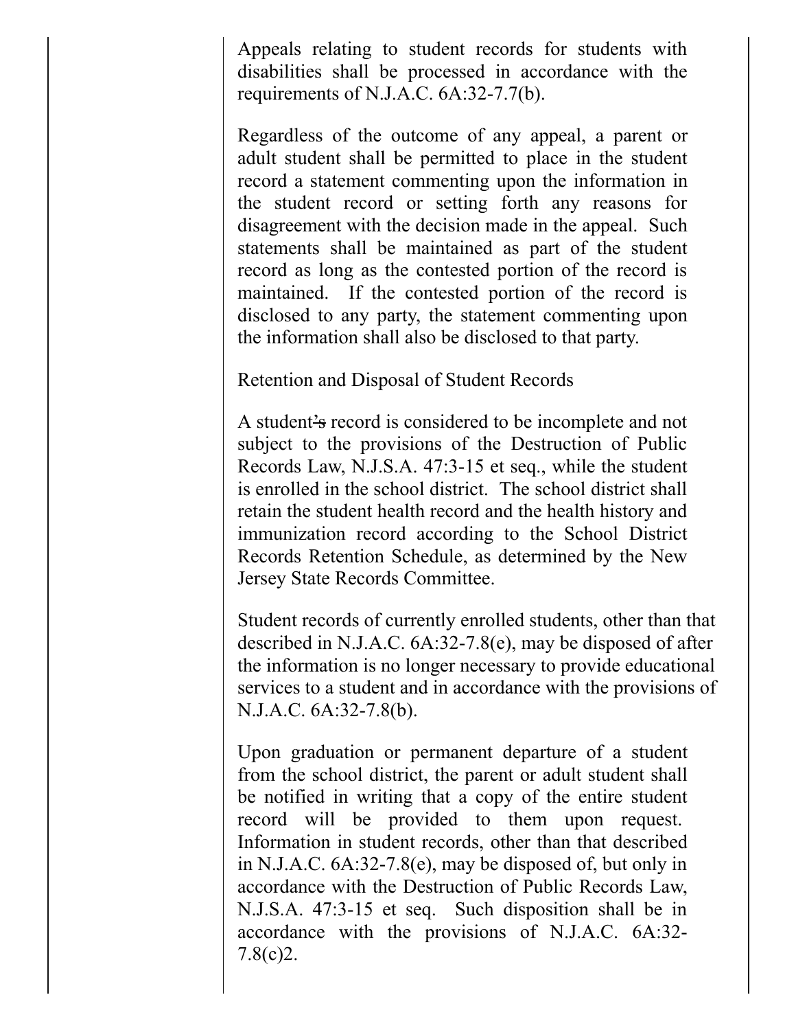Appeals relating to student records for students with disabilities shall be processed in accordance with the requirements of N.J.A.C. 6A:32-7.7(b).

Regardless of the outcome of any appeal, a parent or adult student shall be permitted to place in the student record a statement commenting upon the information in the student record or setting forth any reasons for disagreement with the decision made in the appeal. Such statements shall be maintained as part of the student record as long as the contested portion of the record is maintained. If the contested portion of the record is disclosed to any party, the statement commenting upon the information shall also be disclosed to that party.

Retention and Disposal of Student Records

A student~~'s~~ record is considered to be incomplete and not subject to the provisions of the Destruction of Public Records Law, N.J.S.A. 47:3-15 et seq., while the student is enrolled in the school district. The school district shall retain the student health record and the health history and immunization record according to the School District Records Retention Schedule, as determined by the New Jersey State Records Committee.

Student records of currently enrolled students, other than that described in N.J.A.C. 6A:32-7.8(e), may be disposed of after the information is no longer necessary to provide educational services to a student and in accordance with the provisions of N.J.A.C. 6A:32-7.8(b).

Upon graduation or permanent departure of a student from the school district, the parent or adult student shall be notified in writing that a copy of the entire student record will be provided to them upon request. Information in student records, other than that described in N.J.A.C. 6A:32-7.8(e), may be disposed of, but only in accordance with the Destruction of Public Records Law, N.J.S.A. 47:3-15 et seq. Such disposition shall be in accordance with the provisions of N.J.A.C. 6A:32-7.8(c)2.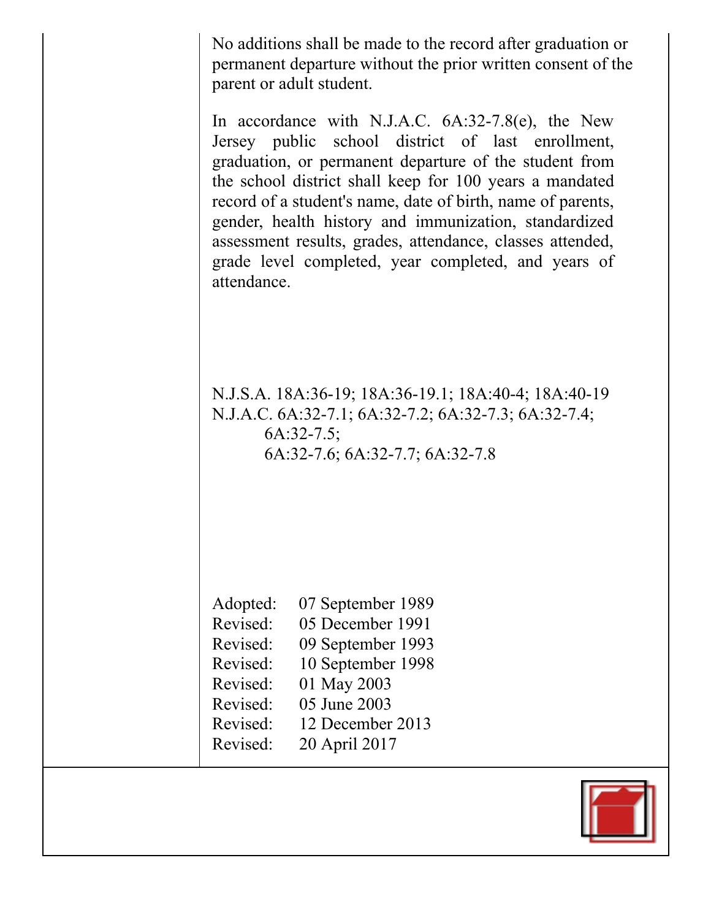No additions shall be made to the record after graduation or permanent departure without the prior written consent of the parent or adult student.

In accordance with N.J.A.C. 6A:32-7.8(e), the New Jersey public school district of last enrollment, graduation, or permanent departure of the student from the school district shall keep for 100 years a mandated record of a student's name, date of birth, name of parents, gender, health history and immunization, standardized assessment results, grades, attendance, classes attended, grade level completed, year completed, and years of attendance.

N.J.S.A. 18A:36-19; 18A:36-19.1; 18A:40-4; 18A:40-19
N.J.A.C. 6A:32-7.1; 6A:32-7.2; 6A:32-7.3; 6A:32-7.4; 6A:32-7.5;
6A:32-7.6; 6A:32-7.7; 6A:32-7.8

Adopted: 07 September 1989
Revised: 05 December 1991
Revised: 09 September 1993
Revised: 10 September 1998
Revised: 01 May 2003
Revised: 05 June 2003
Revised: 12 December 2013
Revised: 20 April 2017